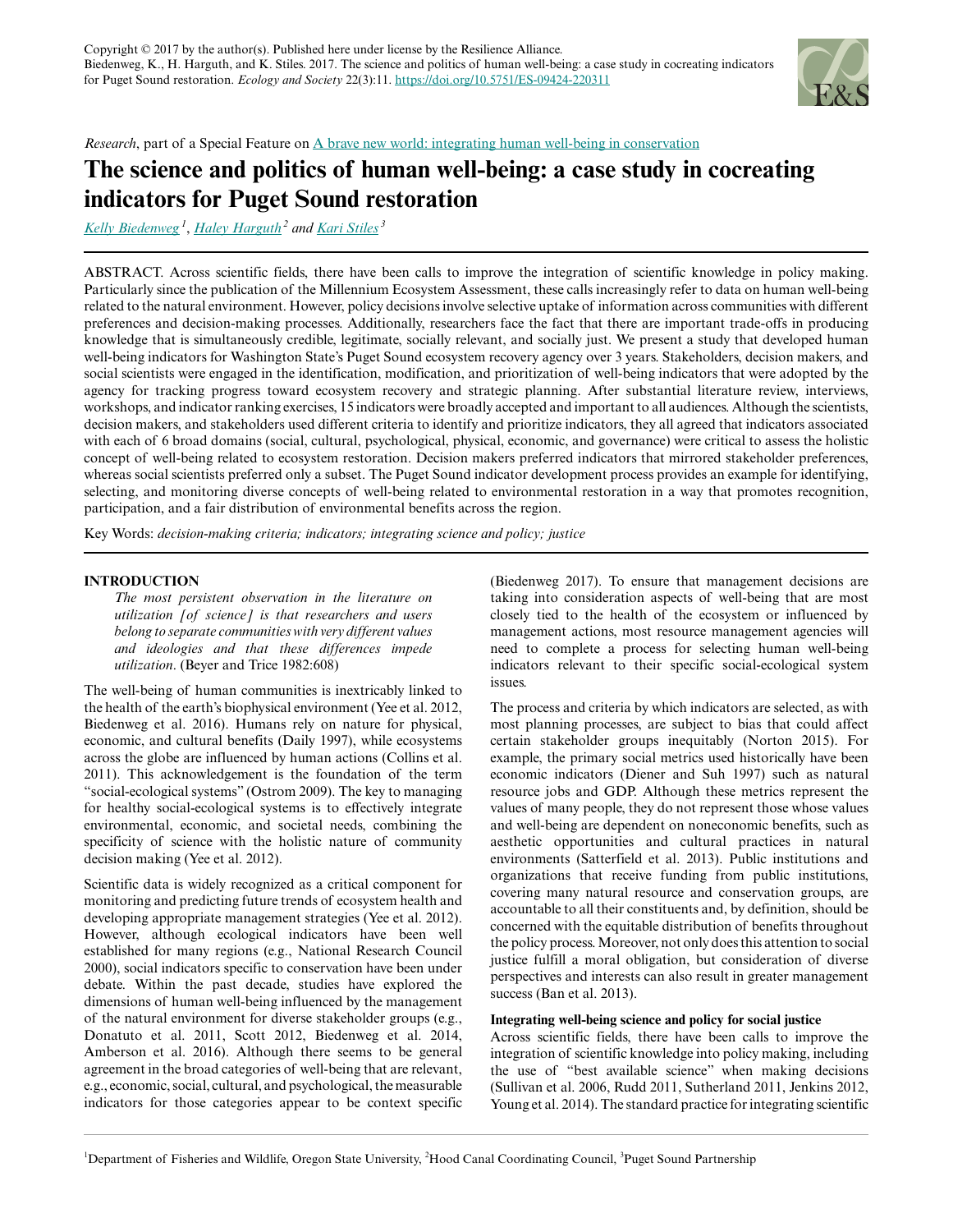Copyright © 2017 by the author(s). Published here under license by the Resilience Alliance.
Biedenweg, K., H. Harguth, and K. Stiles. 2017. The science and politics of human well-being: a case study in cocreating indicators for Puget Sound restoration. *Ecology and Society* 22(3):11. https://doi.org/10.5751/ES-09424-220311

*Research*, part of a Special Feature on A brave new world: integrating human well-being in conservation

# The science and politics of human well-being: a case study in cocreating indicators for Puget Sound restoration

Kelly Biedenweg [1], Haley Harguth [2] and Kari Stiles [3]

ABSTRACT. Across scientific fields, there have been calls to improve the integration of scientific knowledge in policy making. Particularly since the publication of the Millennium Ecosystem Assessment, these calls increasingly refer to data on human well-being related to the natural environment. However, policy decisions involve selective uptake of information across communities with different preferences and decision-making processes. Additionally, researchers face the fact that there are important trade-offs in producing knowledge that is simultaneously credible, legitimate, socially relevant, and socially just. We present a study that developed human well-being indicators for Washington State's Puget Sound ecosystem recovery agency over 3 years. Stakeholders, decision makers, and social scientists were engaged in the identification, modification, and prioritization of well-being indicators that were adopted by the agency for tracking progress toward ecosystem recovery and strategic planning. After substantial literature review, interviews, workshops, and indicator ranking exercises, 15 indicators were broadly accepted and important to all audiences. Although the scientists, decision makers, and stakeholders used different criteria to identify and prioritize indicators, they all agreed that indicators associated with each of 6 broad domains (social, cultural, psychological, physical, economic, and governance) were critical to assess the holistic concept of well-being related to ecosystem restoration. Decision makers preferred indicators that mirrored stakeholder preferences, whereas social scientists preferred only a subset. The Puget Sound indicator development process provides an example for identifying, selecting, and monitoring diverse concepts of well-being related to environmental restoration in a way that promotes recognition, participation, and a fair distribution of environmental benefits across the region.

Key Words: *decision-making criteria; indicators; integrating science and policy; justice*

## INTRODUCTION

> *The most persistent observation in the literature on utilization [of science] is that researchers and users belong to separate communities with very different values and ideologies and that these differences impede utilization*. (Beyer and Trice 1982:608)

The well-being of human communities is inextricably linked to the health of the earth's biophysical environment (Yee et al. 2012, Biedenweg et al. 2016). Humans rely on nature for physical, economic, and cultural benefits (Daily 1997), while ecosystems across the globe are influenced by human actions (Collins et al. 2011). This acknowledgement is the foundation of the term "social-ecological systems" (Ostrom 2009). The key to managing for healthy social-ecological systems is to effectively integrate environmental, economic, and societal needs, combining the specificity of science with the holistic nature of community decision making (Yee et al. 2012).

Scientific data is widely recognized as a critical component for monitoring and predicting future trends of ecosystem health and developing appropriate management strategies (Yee et al. 2012). However, although ecological indicators have been well established for many regions (e.g., National Research Council 2000), social indicators specific to conservation have been under debate. Within the past decade, studies have explored the dimensions of human well-being influenced by the management of the natural environment for diverse stakeholder groups (e.g., Donatuto et al. 2011, Scott 2012, Biedenweg et al. 2014, Amberson et al. 2016). Although there seems to be general agreement in the broad categories of well-being that are relevant, e.g., economic, social, cultural, and psychological, the measurable indicators for those categories appear to be context specific (Biedenweg 2017). To ensure that management decisions are taking into consideration aspects of well-being that are most closely tied to the health of the ecosystem or influenced by management actions, most resource management agencies will need to complete a process for selecting human well-being indicators relevant to their specific social-ecological system issues.

The process and criteria by which indicators are selected, as with most planning processes, are subject to bias that could affect certain stakeholder groups inequitably (Norton 2015). For example, the primary social metrics used historically have been economic indicators (Diener and Suh 1997) such as natural resource jobs and GDP. Although these metrics represent the values of many people, they do not represent those whose values and well-being are dependent on noneconomic benefits, such as aesthetic opportunities and cultural practices in natural environments (Satterfield et al. 2013). Public institutions and organizations that receive funding from public institutions, covering many natural resource and conservation groups, are accountable to all their constituents and, by definition, should be concerned with the equitable distribution of benefits throughout the policy process. Moreover, not only does this attention to social justice fulfill a moral obligation, but consideration of diverse perspectives and interests can also result in greater management success (Ban et al. 2013).

### Integrating well-being science and policy for social justice

Across scientific fields, there have been calls to improve the integration of scientific knowledge into policy making, including the use of "best available science" when making decisions (Sullivan et al. 2006, Rudd 2011, Sutherland 2011, Jenkins 2012, Young et al. 2014). The standard practice for integrating scientific

[1] Department of Fisheries and Wildlife, Oregon State University, [2] Hood Canal Coordinating Council, [3] Puget Sound Partnership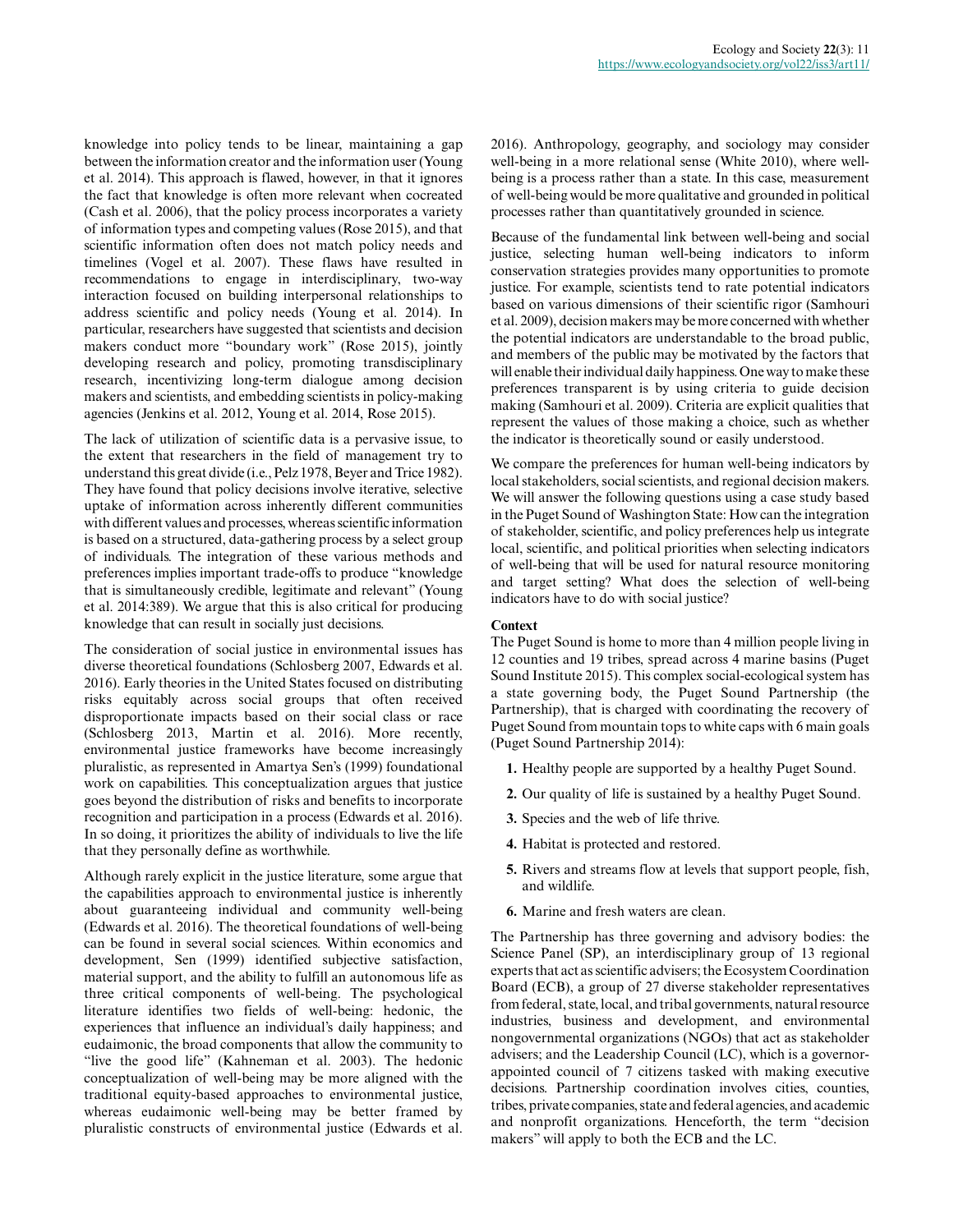knowledge into policy tends to be linear, maintaining a gap between the information creator and the information user (Young et al. 2014). This approach is flawed, however, in that it ignores the fact that knowledge is often more relevant when cocreated (Cash et al. 2006), that the policy process incorporates a variety of information types and competing values (Rose 2015), and that scientific information often does not match policy needs and timelines (Vogel et al. 2007). These flaws have resulted in recommendations to engage in interdisciplinary, two-way interaction focused on building interpersonal relationships to address scientific and policy needs (Young et al. 2014). In particular, researchers have suggested that scientists and decision makers conduct more "boundary work" (Rose 2015), jointly developing research and policy, promoting transdisciplinary research, incentivizing long-term dialogue among decision makers and scientists, and embedding scientists in policy-making agencies (Jenkins et al. 2012, Young et al. 2014, Rose 2015).

The lack of utilization of scientific data is a pervasive issue, to the extent that researchers in the field of management try to understand this great divide (i.e., Pelz 1978, Beyer and Trice 1982). They have found that policy decisions involve iterative, selective uptake of information across inherently different communities with different values and processes, whereas scientific information is based on a structured, data-gathering process by a select group of individuals. The integration of these various methods and preferences implies important trade-offs to produce "knowledge that is simultaneously credible, legitimate and relevant" (Young et al. 2014:389). We argue that this is also critical for producing knowledge that can result in socially just decisions.

The consideration of social justice in environmental issues has diverse theoretical foundations (Schlosberg 2007, Edwards et al. 2016). Early theories in the United States focused on distributing risks equitably across social groups that often received disproportionate impacts based on their social class or race (Schlosberg 2013, Martin et al. 2016). More recently, environmental justice frameworks have become increasingly pluralistic, as represented in Amartya Sen's (1999) foundational work on capabilities. This conceptualization argues that justice goes beyond the distribution of risks and benefits to incorporate recognition and participation in a process (Edwards et al. 2016). In so doing, it prioritizes the ability of individuals to live the life that they personally define as worthwhile.

Although rarely explicit in the justice literature, some argue that the capabilities approach to environmental justice is inherently about guaranteeing individual and community well-being (Edwards et al. 2016). The theoretical foundations of well-being can be found in several social sciences. Within economics and development, Sen (1999) identified subjective satisfaction, material support, and the ability to fulfill an autonomous life as three critical components of well-being. The psychological literature identifies two fields of well-being: hedonic, the experiences that influence an individual's daily happiness; and eudaimonic, the broad components that allow the community to "live the good life" (Kahneman et al. 2003). The hedonic conceptualization of well-being may be more aligned with the traditional equity-based approaches to environmental justice, whereas eudaimonic well-being may be better framed by pluralistic constructs of environmental justice (Edwards et al. 2016). Anthropology, geography, and sociology may consider well-being in a more relational sense (White 2010), where well-being is a process rather than a state. In this case, measurement of well-being would be more qualitative and grounded in political processes rather than quantitatively grounded in science.

Because of the fundamental link between well-being and social justice, selecting human well-being indicators to inform conservation strategies provides many opportunities to promote justice. For example, scientists tend to rate potential indicators based on various dimensions of their scientific rigor (Samhouri et al. 2009), decision makers may be more concerned with whether the potential indicators are understandable to the broad public, and members of the public may be motivated by the factors that will enable their individual daily happiness. One way to make these preferences transparent is by using criteria to guide decision making (Samhouri et al. 2009). Criteria are explicit qualities that represent the values of those making a choice, such as whether the indicator is theoretically sound or easily understood.

We compare the preferences for human well-being indicators by local stakeholders, social scientists, and regional decision makers. We will answer the following questions using a case study based in the Puget Sound of Washington State: How can the integration of stakeholder, scientific, and policy preferences help us integrate local, scientific, and political priorities when selecting indicators of well-being that will be used for natural resource monitoring and target setting? What does the selection of well-being indicators have to do with social justice?

### Context

The Puget Sound is home to more than 4 million people living in 12 counties and 19 tribes, spread across 4 marine basins (Puget Sound Institute 2015). This complex social-ecological system has a state governing body, the Puget Sound Partnership (the Partnership), that is charged with coordinating the recovery of Puget Sound from mountain tops to white caps with 6 main goals (Puget Sound Partnership 2014):

1. Healthy people are supported by a healthy Puget Sound.
2. Our quality of life is sustained by a healthy Puget Sound.
3. Species and the web of life thrive.
4. Habitat is protected and restored.
5. Rivers and streams flow at levels that support people, fish, and wildlife.
6. Marine and fresh waters are clean.

The Partnership has three governing and advisory bodies: the Science Panel (SP), an interdisciplinary group of 13 regional experts that act as scientific advisers; the Ecosystem Coordination Board (ECB), a group of 27 diverse stakeholder representatives from federal, state, local, and tribal governments, natural resource industries, business and development, and environmental nongovernmental organizations (NGOs) that act as stakeholder advisers; and the Leadership Council (LC), which is a governor-appointed council of 7 citizens tasked with making executive decisions. Partnership coordination involves cities, counties, tribes, private companies, state and federal agencies, and academic and nonprofit organizations. Henceforth, the term "decision makers" will apply to both the ECB and the LC.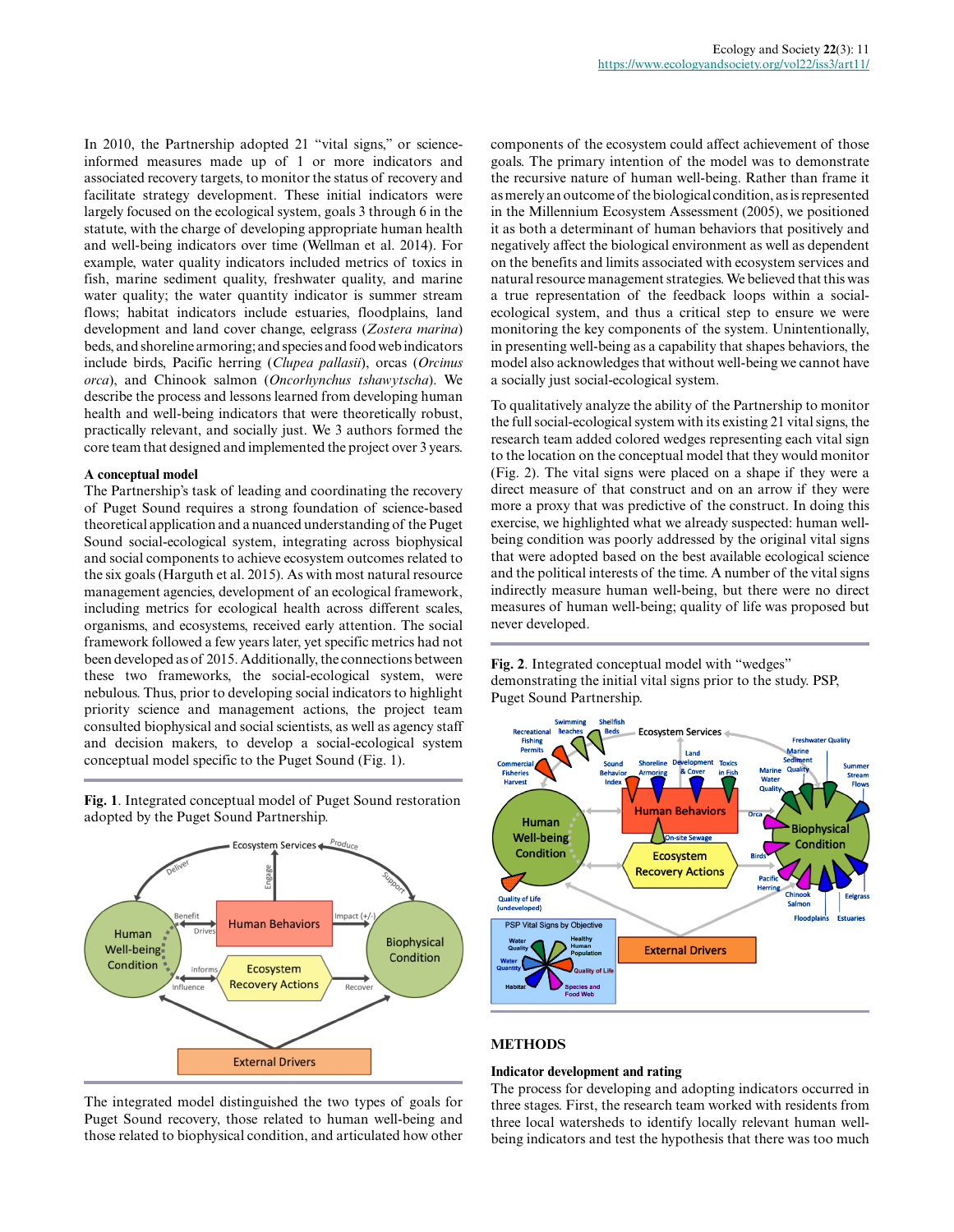In 2010, the Partnership adopted 21 "vital signs," or science-informed measures made up of 1 or more indicators and associated recovery targets, to monitor the status of recovery and facilitate strategy development. These initial indicators were largely focused on the ecological system, goals 3 through 6 in the statute, with the charge of developing appropriate human health and well-being indicators over time (Wellman et al. 2014). For example, water quality indicators included metrics of toxics in fish, marine sediment quality, freshwater quality, and marine water quality; the water quantity indicator is summer stream flows; habitat indicators include estuaries, floodplains, land development and land cover change, eelgrass (*Zostera marina*) beds, and shoreline armoring; and species and food web indicators include birds, Pacific herring (*Clupea pallasii*), orcas (*Orcinus orca*), and Chinook salmon (*Oncorhynchus tshawytscha*). We describe the process and lessons learned from developing human health and well-being indicators that were theoretically robust, practically relevant, and socially just. We 3 authors formed the core team that designed and implemented the project over 3 years.

**A conceptual model**

The Partnership's task of leading and coordinating the recovery of Puget Sound requires a strong foundation of science-based theoretical application and a nuanced understanding of the Puget Sound social-ecological system, integrating across biophysical and social components to achieve ecosystem outcomes related to the six goals (Harguth et al. 2015). As with most natural resource management agencies, development of an ecological framework, including metrics for ecological health across different scales, organisms, and ecosystems, received early attention. The social framework followed a few years later, yet specific metrics had not been developed as of 2015. Additionally, the connections between these two frameworks, the social-ecological system, were nebulous. Thus, prior to developing social indicators to highlight priority science and management actions, the project team consulted biophysical and social scientists, as well as agency staff and decision makers, to develop a social-ecological system conceptual model specific to the Puget Sound (Fig. 1).

**Fig. 1**. Integrated conceptual model of Puget Sound restoration adopted by the Puget Sound Partnership.

The integrated model distinguished the two types of goals for Puget Sound recovery, those related to human well-being and those related to biophysical condition, and articulated how other components of the ecosystem could affect achievement of those goals. The primary intention of the model was to demonstrate the recursive nature of human well-being. Rather than frame it as merely an outcome of the biological condition, as is represented in the Millennium Ecosystem Assessment (2005), we positioned it as both a determinant of human behaviors that positively and negatively affect the biological environment as well as dependent on the benefits and limits associated with ecosystem services and natural resource management strategies. We believed that this was a true representation of the feedback loops within a social-ecological system, and thus a critical step to ensure we were monitoring the key components of the system. Unintentionally, in presenting well-being as a capability that shapes behaviors, the model also acknowledges that without well-being we cannot have a socially just social-ecological system.

To qualitatively analyze the ability of the Partnership to monitor the full social-ecological system with its existing 21 vital signs, the research team added colored wedges representing each vital sign to the location on the conceptual model that they would monitor (Fig. 2). The vital signs were placed on a shape if they were a direct measure of that construct and on an arrow if they were more a proxy that was predictive of the construct. In doing this exercise, we highlighted what we already suspected: human well-being condition was poorly addressed by the original vital signs that were adopted based on the best available ecological science and the political interests of the time. A number of the vital signs indirectly measure human well-being, but there were no direct measures of human well-being; quality of life was proposed but never developed.

**Fig. 2**. Integrated conceptual model with "wedges" demonstrating the initial vital signs prior to the study. PSP, Puget Sound Partnership.

## METHODS

**Indicator development and rating**

The process for developing and adopting indicators occurred in three stages. First, the research team worked with residents from three local watersheds to identify locally relevant human well-being indicators and test the hypothesis that there was too much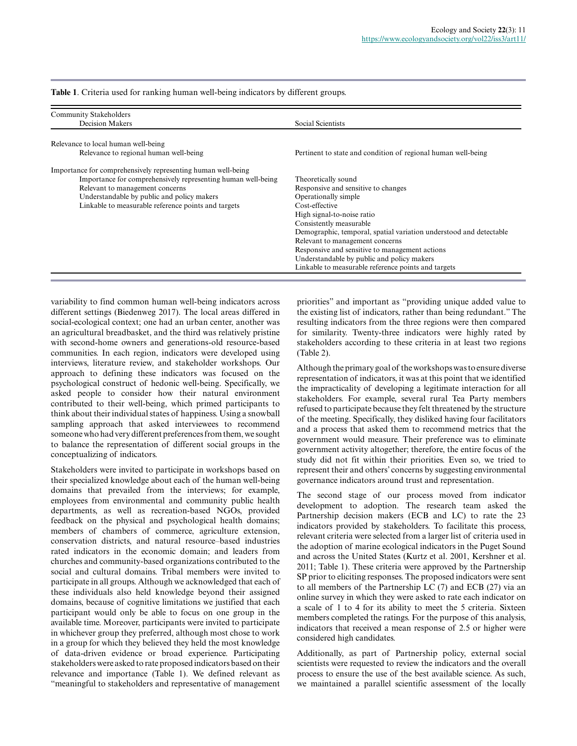**Table 1**. Criteria used for ranking human well-being indicators by different groups.

| Community Stakeholders<br>Decision Makers | Social Scientists |
|---|---|
| Relevance to local human well-being<br>Relevance to regional human well-being | Pertinent to state and condition of regional human well-being |
| Importance for comprehensively representing human well-being<br>Importance for comprehensively representing human well-being<br>Relevant to management concerns<br>Understandable by public and policy makers<br>Linkable to measurable reference points and targets | Theoretically sound<br>Responsive and sensitive to changes<br>Operationally simple<br>Cost-effective<br>High signal-to-noise ratio<br>Consistently measurable<br>Demographic, temporal, spatial variation understood and detectable<br>Relevant to management concerns<br>Responsive and sensitive to management actions<br>Understandable by public and policy makers<br>Linkable to measurable reference points and targets |

variability to find common human well-being indicators across different settings (Biedenweg 2017). The local areas differed in social-ecological context; one had an urban center, another was an agricultural breadbasket, and the third was relatively pristine with second-home owners and generations-old resource-based communities. In each region, indicators were developed using interviews, literature review, and stakeholder workshops. Our approach to defining these indicators was focused on the psychological construct of hedonic well-being. Specifically, we asked people to consider how their natural environment contributed to their well-being, which primed participants to think about their individual states of happiness. Using a snowball sampling approach that asked interviewees to recommend someone who had very different preferences from them, we sought to balance the representation of different social groups in the conceptualizing of indicators.

Stakeholders were invited to participate in workshops based on their specialized knowledge about each of the human well-being domains that prevailed from the interviews; for example, employees from environmental and community public health departments, as well as recreation-based NGOs, provided feedback on the physical and psychological health domains; members of chambers of commerce, agriculture extension, conservation districts, and natural resource–based industries rated indicators in the economic domain; and leaders from churches and community-based organizations contributed to the social and cultural domains. Tribal members were invited to participate in all groups. Although we acknowledged that each of these individuals also held knowledge beyond their assigned domains, because of cognitive limitations we justified that each participant would only be able to focus on one group in the available time. Moreover, participants were invited to participate in whichever group they preferred, although most chose to work in a group for which they believed they held the most knowledge of data-driven evidence or broad experience. Participating stakeholders were asked to rate proposed indicators based on their relevance and importance (Table 1). We defined relevant as "meaningful to stakeholders and representative of management priorities" and important as "providing unique added value to the existing list of indicators, rather than being redundant." The resulting indicators from the three regions were then compared for similarity. Twenty-three indicators were highly rated by stakeholders according to these criteria in at least two regions (Table 2).

Although the primary goal of the workshops was to ensure diverse representation of indicators, it was at this point that we identified the impracticality of developing a legitimate interaction for all stakeholders. For example, several rural Tea Party members refused to participate because they felt threatened by the structure of the meeting. Specifically, they disliked having four facilitators and a process that asked them to recommend metrics that the government would measure. Their preference was to eliminate government activity altogether; therefore, the entire focus of the study did not fit within their priorities. Even so, we tried to represent their and others' concerns by suggesting environmental governance indicators around trust and representation.

The second stage of our process moved from indicator development to adoption. The research team asked the Partnership decision makers (ECB and LC) to rate the 23 indicators provided by stakeholders. To facilitate this process, relevant criteria were selected from a larger list of criteria used in the adoption of marine ecological indicators in the Puget Sound and across the United States (Kurtz et al. 2001, Kershner et al. 2011; Table 1). These criteria were approved by the Partnership SP prior to eliciting responses. The proposed indicators were sent to all members of the Partnership LC (7) and ECB (27) via an online survey in which they were asked to rate each indicator on a scale of 1 to 4 for its ability to meet the 5 criteria. Sixteen members completed the ratings. For the purpose of this analysis, indicators that received a mean response of 2.5 or higher were considered high candidates.

Additionally, as part of Partnership policy, external social scientists were requested to review the indicators and the overall process to ensure the use of the best available science. As such, we maintained a parallel scientific assessment of the locally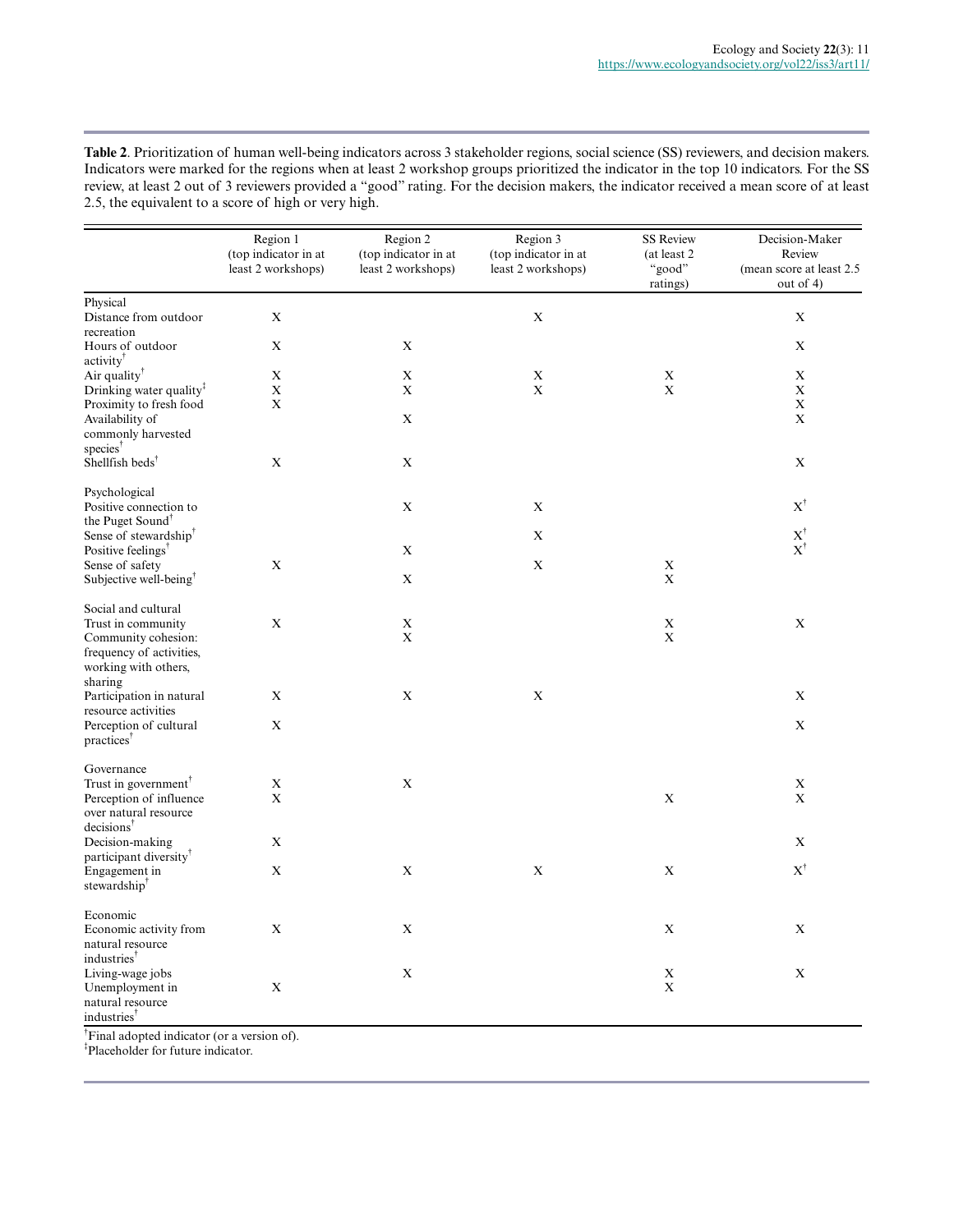**Table 2**. Prioritization of human well-being indicators across 3 stakeholder regions, social science (SS) reviewers, and decision makers. Indicators were marked for the regions when at least 2 workshop groups prioritized the indicator in the top 10 indicators. For the SS review, at least 2 out of 3 reviewers provided a "good" rating. For the decision makers, the indicator received a mean score of at least 2.5, the equivalent to a score of high or very high.

| | Region 1 (top indicator in at least 2 workshops) | Region 2 (top indicator in at least 2 workshops) | Region 3 (top indicator in at least 2 workshops) | SS Review (at least 2 "good" ratings) | Decision-Maker Review (mean score at least 2.5 out of 4) |
|---|---|---|---|---|---|
| Physical | | | | | |
| Distance from outdoor recreation | X | | X | | X |
| Hours of outdoor activity† | X | X | | | X |
| Air quality† | X | X | X | X | X |
| Drinking water quality‡ | X | X | X | X | X |
| Proximity to fresh food | X | | | | X |
| Availability of commonly harvested species† | | X | | | X |
| Shellfish beds† | X | X | | | X |
| Psychological | | | | | |
| Positive connection to the Puget Sound† | | X | X | | X† |
| Sense of stewardship† | | | X | | X† |
| Positive feelings† | | X | | | X† |
| Sense of safety | X | | X | X | |
| Subjective well-being† | | X | | X | |
| Social and cultural | | | | | |
| Trust in community | X | X | | X | X |
| Community cohesion: frequency of activities, working with others, sharing | | X | | X | |
| Participation in natural resource activities | X | X | X | | X |
| Perception of cultural practices† | X | | | | X |
| Governance | | | | | |
| Trust in government† | X | X | | | X |
| Perception of influence over natural resource decisions† | X | | | X | X |
| Decision-making participant diversity† | X | | | | X |
| Engagement in stewardship† | X | X | X | X | X† |
| Economic | | | | | |
| Economic activity from natural resource industries† | X | X | | X | X |
| Living-wage jobs | | X | | X | X |
| Unemployment in natural resource industries† | X | | | X | |

†Final adopted indicator (or a version of).
‡Placeholder for future indicator.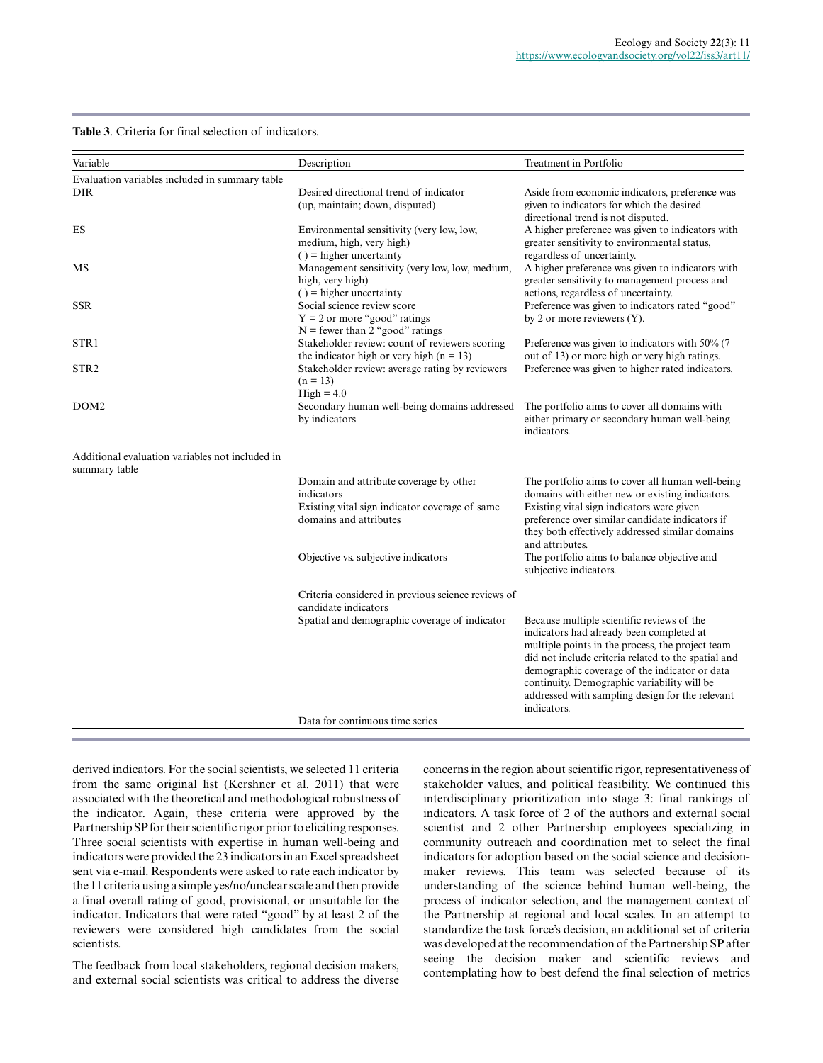**Table 3**. Criteria for final selection of indicators.

| Variable | Description | Treatment in Portfolio |
|---|---|---|
| Evaluation variables included in summary table | | |
| DIR | Desired directional trend of indicator (up, maintain; down, disputed) | Aside from economic indicators, preference was given to indicators for which the desired directional trend is not disputed. |
| ES | Environmental sensitivity (very low, low, medium, high, very high) ( ) = higher uncertainty | A higher preference was given to indicators with greater sensitivity to environmental status, regardless of uncertainty. |
| MS | Management sensitivity (very low, low, medium, high, very high) ( ) = higher uncertainty | A higher preference was given to indicators with greater sensitivity to management process and actions, regardless of uncertainty. |
| SSR | Social science review score Y = 2 or more "good" ratings N = fewer than 2 "good" ratings | Preference was given to indicators rated "good" by 2 or more reviewers (Y). |
| STR1 | Stakeholder review: count of reviewers scoring the indicator high or very high (n = 13) | Preference was given to indicators with 50% (7 out of 13) or more high or very high ratings. |
| STR2 | Stakeholder review: average rating by reviewers (n = 13) High = 4.0 | Preference was given to higher rated indicators. |
| DOM2 | Secondary human well-being domains addressed by indicators | The portfolio aims to cover all domains with either primary or secondary human well-being indicators. |
| Additional evaluation variables not included in summary table | | |
| | Domain and attribute coverage by other indicators | The portfolio aims to cover all human well-being domains with either new or existing indicators. |
| | Existing vital sign indicator coverage of same domains and attributes | Existing vital sign indicators were given preference over similar candidate indicators if they both effectively addressed similar domains and attributes. |
| | Objective vs. subjective indicators | The portfolio aims to balance objective and subjective indicators. |
| | Criteria considered in previous science reviews of candidate indicators | |
| | Spatial and demographic coverage of indicator | Because multiple scientific reviews of the indicators had already been completed at multiple points in the process, the project team did not include criteria related to the spatial and demographic coverage of the indicator or data continuity. Demographic variability will be addressed with sampling design for the relevant indicators. |
| | Data for continuous time series | |

derived indicators. For the social scientists, we selected 11 criteria from the same original list (Kershner et al. 2011) that were associated with the theoretical and methodological robustness of the indicator. Again, these criteria were approved by the Partnership SP for their scientific rigor prior to eliciting responses. Three social scientists with expertise in human well-being and indicators were provided the 23 indicators in an Excel spreadsheet sent via e-mail. Respondents were asked to rate each indicator by the 11 criteria using a simple yes/no/unclear scale and then provide a final overall rating of good, provisional, or unsuitable for the indicator. Indicators that were rated "good" by at least 2 of the reviewers were considered high candidates from the social scientists.

The feedback from local stakeholders, regional decision makers, and external social scientists was critical to address the diverse concerns in the region about scientific rigor, representativeness of stakeholder values, and political feasibility. We continued this interdisciplinary prioritization into stage 3: final rankings of indicators. A task force of 2 of the authors and external social scientist and 2 other Partnership employees specializing in community outreach and coordination met to select the final indicators for adoption based on the social science and decision-maker reviews. This team was selected because of its understanding of the science behind human well-being, the process of indicator selection, and the management context of the Partnership at regional and local scales. In an attempt to standardize the task force's decision, an additional set of criteria was developed at the recommendation of the Partnership SP after seeing the decision maker and scientific reviews and contemplating how to best defend the final selection of metrics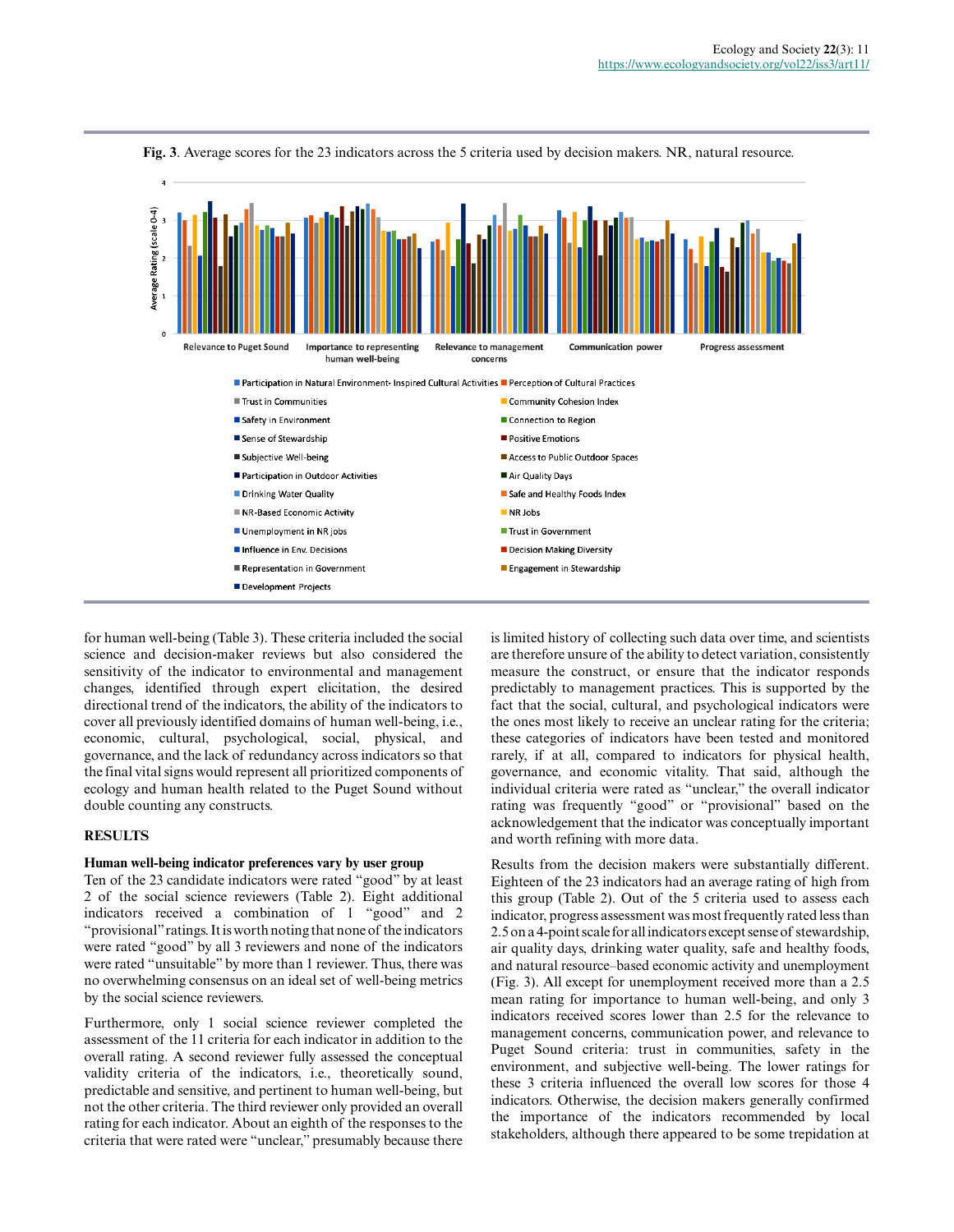**Fig. 3**. Average scores for the 23 indicators across the 5 criteria used by decision makers. NR, natural resource.

for human well-being (Table 3). These criteria included the social science and decision-maker reviews but also considered the sensitivity of the indicator to environmental and management changes, identified through expert elicitation, the desired directional trend of the indicators, the ability of the indicators to cover all previously identified domains of human well-being, i.e., economic, cultural, psychological, social, physical, and governance, and the lack of redundancy across indicators so that the final vital signs would represent all prioritized components of ecology and human health related to the Puget Sound without double counting any constructs.

## RESULTS

### Human well-being indicator preferences vary by user group

Ten of the 23 candidate indicators were rated "good" by at least 2 of the social science reviewers (Table 2). Eight additional indicators received a combination of 1 "good" and 2 "provisional" ratings. It is worth noting that none of the indicators were rated "good" by all 3 reviewers and none of the indicators were rated "unsuitable" by more than 1 reviewer. Thus, there was no overwhelming consensus on an ideal set of well-being metrics by the social science reviewers.

Furthermore, only 1 social science reviewer completed the assessment of the 11 criteria for each indicator in addition to the overall rating. A second reviewer fully assessed the conceptual validity criteria of the indicators, i.e., theoretically sound, predictable and sensitive, and pertinent to human well-being, but not the other criteria. The third reviewer only provided an overall rating for each indicator. About an eighth of the responses to the criteria that were rated were "unclear," presumably because there is limited history of collecting such data over time, and scientists are therefore unsure of the ability to detect variation, consistently measure the construct, or ensure that the indicator responds predictably to management practices. This is supported by the fact that the social, cultural, and psychological indicators were the ones most likely to receive an unclear rating for the criteria; these categories of indicators have been tested and monitored rarely, if at all, compared to indicators for physical health, governance, and economic vitality. That said, although the individual criteria were rated as "unclear," the overall indicator rating was frequently "good" or "provisional" based on the acknowledgement that the indicator was conceptually important and worth refining with more data.

Results from the decision makers were substantially different. Eighteen of the 23 indicators had an average rating of high from this group (Table 2). Out of the 5 criteria used to assess each indicator, progress assessment was most frequently rated less than 2.5 on a 4-point scale for all indicators except sense of stewardship, air quality days, drinking water quality, safe and healthy foods, and natural resource–based economic activity and unemployment (Fig. 3). All except for unemployment received more than a 2.5 mean rating for importance to human well-being, and only 3 indicators received scores lower than 2.5 for the relevance to management concerns, communication power, and relevance to Puget Sound criteria: trust in communities, safety in the environment, and subjective well-being. The lower ratings for these 3 criteria influenced the overall low scores for those 4 indicators. Otherwise, the decision makers generally confirmed the importance of the indicators recommended by local stakeholders, although there appeared to be some trepidation at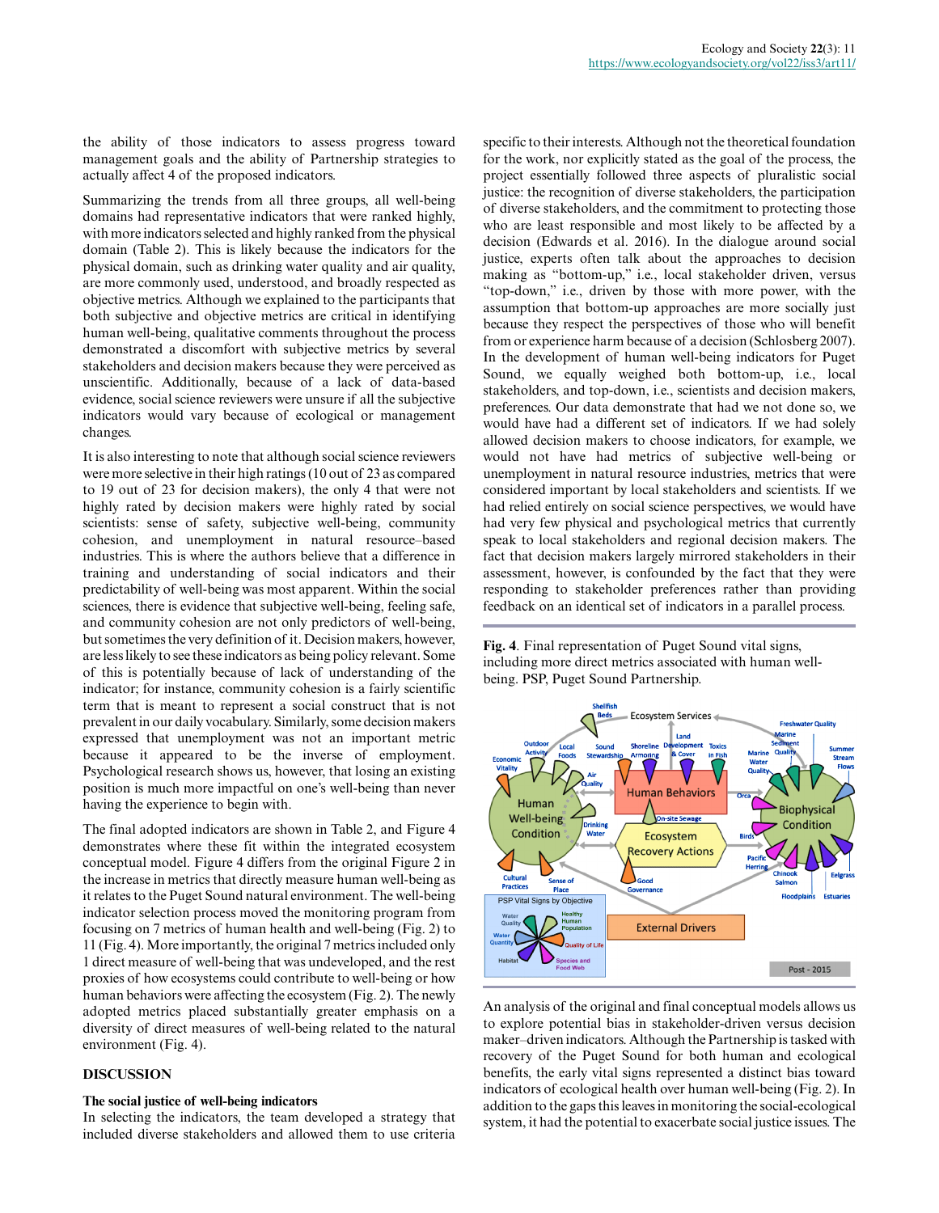the ability of those indicators to assess progress toward management goals and the ability of Partnership strategies to actually affect 4 of the proposed indicators.

Summarizing the trends from all three groups, all well-being domains had representative indicators that were ranked highly, with more indicators selected and highly ranked from the physical domain (Table 2). This is likely because the indicators for the physical domain, such as drinking water quality and air quality, are more commonly used, understood, and broadly respected as objective metrics. Although we explained to the participants that both subjective and objective metrics are critical in identifying human well-being, qualitative comments throughout the process demonstrated a discomfort with subjective metrics by several stakeholders and decision makers because they were perceived as unscientific. Additionally, because of a lack of data-based evidence, social science reviewers were unsure if all the subjective indicators would vary because of ecological or management changes.

It is also interesting to note that although social science reviewers were more selective in their high ratings (10 out of 23 as compared to 19 out of 23 for decision makers), the only 4 that were not highly rated by decision makers were highly rated by social scientists: sense of safety, subjective well-being, community cohesion, and unemployment in natural resource–based industries. This is where the authors believe that a difference in training and understanding of social indicators and their predictability of well-being was most apparent. Within the social sciences, there is evidence that subjective well-being, feeling safe, and community cohesion are not only predictors of well-being, but sometimes the very definition of it. Decision makers, however, are less likely to see these indicators as being policy relevant. Some of this is potentially because of lack of understanding of the indicator; for instance, community cohesion is a fairly scientific term that is meant to represent a social construct that is not prevalent in our daily vocabulary. Similarly, some decision makers expressed that unemployment was not an important metric because it appeared to be the inverse of employment. Psychological research shows us, however, that losing an existing position is much more impactful on one's well-being than never having the experience to begin with.

The final adopted indicators are shown in Table 2, and Figure 4 demonstrates where these fit within the integrated ecosystem conceptual model. Figure 4 differs from the original Figure 2 in the increase in metrics that directly measure human well-being as it relates to the Puget Sound natural environment. The well-being indicator selection process moved the monitoring program from focusing on 7 metrics of human health and well-being (Fig. 2) to 11 (Fig. 4). More importantly, the original 7 metrics included only 1 direct measure of well-being that was undeveloped, and the rest proxies of how ecosystems could contribute to well-being or how human behaviors were affecting the ecosystem (Fig. 2). The newly adopted metrics placed substantially greater emphasis on a diversity of direct measures of well-being related to the natural environment (Fig. 4).

## DISCUSSION

### The social justice of well-being indicators

In selecting the indicators, the team developed a strategy that included diverse stakeholders and allowed them to use criteria specific to their interests. Although not the theoretical foundation for the work, nor explicitly stated as the goal of the process, the project essentially followed three aspects of pluralistic social justice: the recognition of diverse stakeholders, the participation of diverse stakeholders, and the commitment to protecting those who are least responsible and most likely to be affected by a decision (Edwards et al. 2016). In the dialogue around social justice, experts often talk about the approaches to decision making as "bottom-up," i.e., local stakeholder driven, versus "top-down," i.e., driven by those with more power, with the assumption that bottom-up approaches are more socially just because they respect the perspectives of those who will benefit from or experience harm because of a decision (Schlosberg 2007). In the development of human well-being indicators for Puget Sound, we equally weighed both bottom-up, i.e., local stakeholders, and top-down, i.e., scientists and decision makers, preferences. Our data demonstrate that had we not done so, we would have had a different set of indicators. If we had solely allowed decision makers to choose indicators, for example, we would not have had metrics of subjective well-being or unemployment in natural resource industries, metrics that were considered important by local stakeholders and scientists. If we had relied entirely on social science perspectives, we would have had very few physical and psychological metrics that currently speak to local stakeholders and regional decision makers. The fact that decision makers largely mirrored stakeholders in their assessment, however, is confounded by the fact that they were responding to stakeholder preferences rather than providing feedback on an identical set of indicators in a parallel process.

**Fig. 4.** Final representation of Puget Sound vital signs, including more direct metrics associated with human well-being. PSP, Puget Sound Partnership.

Shellfish Beds
Ecosystem Services
Outdoor Activity
Local Foods
Sound Stewardship
Shoreline Armoring
Land Development & Cover
Toxics in Fish
Freshwater Quality
Marine Sediment Quality
Marine Water Quality
Summer Stream Flows
Economic Vitality
Air Quality
Human Behaviors
Human Well-being Condition
Orca
Biophysical Condition
On-site Sewage
Drinking Water
Ecosystem Recovery Actions
Birds
Pacific Herring
Chinook Salmon
Eelgrass
Floodplains
Estuaries
Cultural Practices
Sense of Place
Good Governance
PSP Vital Signs by Objective
Water Quality
Healthy Human Population
Water Quantity
Quality of Life
Habitat
Species and Food Web
External Drivers
Post - 2015

An analysis of the original and final conceptual models allows us to explore potential bias in stakeholder-driven versus decision maker–driven indicators. Although the Partnership is tasked with recovery of the Puget Sound for both human and ecological benefits, the early vital signs represented a distinct bias toward indicators of ecological health over human well-being (Fig. 2). In addition to the gaps this leaves in monitoring the social-ecological system, it had the potential to exacerbate social justice issues. The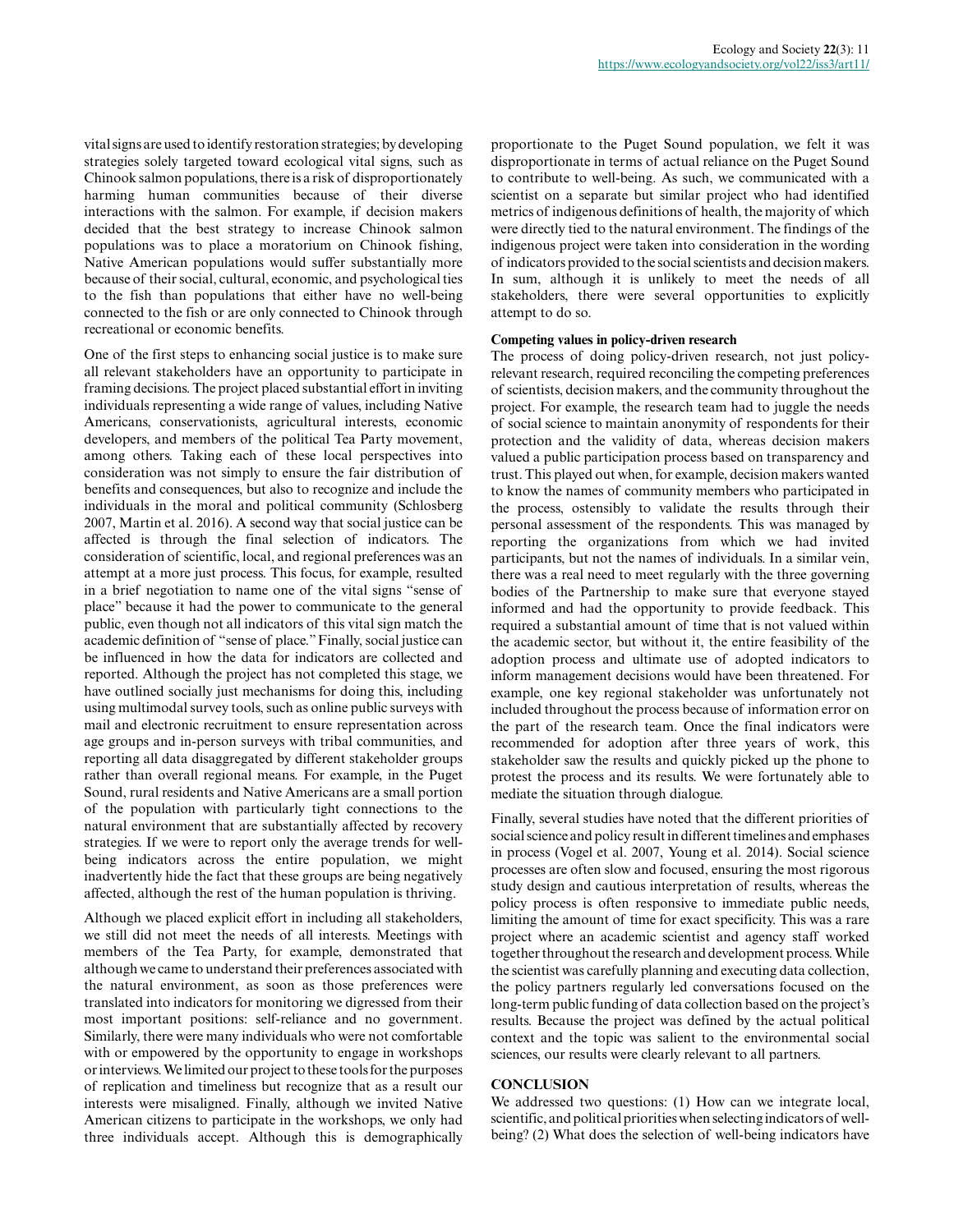vital signs are used to identify restoration strategies; by developing strategies solely targeted toward ecological vital signs, such as Chinook salmon populations, there is a risk of disproportionately harming human communities because of their diverse interactions with the salmon. For example, if decision makers decided that the best strategy to increase Chinook salmon populations was to place a moratorium on Chinook fishing, Native American populations would suffer substantially more because of their social, cultural, economic, and psychological ties to the fish than populations that either have no well-being connected to the fish or are only connected to Chinook through recreational or economic benefits.

One of the first steps to enhancing social justice is to make sure all relevant stakeholders have an opportunity to participate in framing decisions. The project placed substantial effort in inviting individuals representing a wide range of values, including Native Americans, conservationists, agricultural interests, economic developers, and members of the political Tea Party movement, among others. Taking each of these local perspectives into consideration was not simply to ensure the fair distribution of benefits and consequences, but also to recognize and include the individuals in the moral and political community (Schlosberg 2007, Martin et al. 2016). A second way that social justice can be affected is through the final selection of indicators. The consideration of scientific, local, and regional preferences was an attempt at a more just process. This focus, for example, resulted in a brief negotiation to name one of the vital signs "sense of place" because it had the power to communicate to the general public, even though not all indicators of this vital sign match the academic definition of "sense of place." Finally, social justice can be influenced in how the data for indicators are collected and reported. Although the project has not completed this stage, we have outlined socially just mechanisms for doing this, including using multimodal survey tools, such as online public surveys with mail and electronic recruitment to ensure representation across age groups and in-person surveys with tribal communities, and reporting all data disaggregated by different stakeholder groups rather than overall regional means. For example, in the Puget Sound, rural residents and Native Americans are a small portion of the population with particularly tight connections to the natural environment that are substantially affected by recovery strategies. If we were to report only the average trends for well-being indicators across the entire population, we might inadvertently hide the fact that these groups are being negatively affected, although the rest of the human population is thriving.

Although we placed explicit effort in including all stakeholders, we still did not meet the needs of all interests. Meetings with members of the Tea Party, for example, demonstrated that although we came to understand their preferences associated with the natural environment, as soon as those preferences were translated into indicators for monitoring we digressed from their most important positions: self-reliance and no government. Similarly, there were many individuals who were not comfortable with or empowered by the opportunity to engage in workshops or interviews. We limited our project to these tools for the purposes of replication and timeliness but recognize that as a result our interests were misaligned. Finally, although we invited Native American citizens to participate in the workshops, we only had three individuals accept. Although this is demographically proportionate to the Puget Sound population, we felt it was disproportionate in terms of actual reliance on the Puget Sound to contribute to well-being. As such, we communicated with a scientist on a separate but similar project who had identified metrics of indigenous definitions of health, the majority of which were directly tied to the natural environment. The findings of the indigenous project were taken into consideration in the wording of indicators provided to the social scientists and decision makers. In sum, although it is unlikely to meet the needs of all stakeholders, there were several opportunities to explicitly attempt to do so.

### Competing values in policy-driven research

The process of doing policy-driven research, not just policy-relevant research, required reconciling the competing preferences of scientists, decision makers, and the community throughout the project. For example, the research team had to juggle the needs of social science to maintain anonymity of respondents for their protection and the validity of data, whereas decision makers valued a public participation process based on transparency and trust. This played out when, for example, decision makers wanted to know the names of community members who participated in the process, ostensibly to validate the results through their personal assessment of the respondents. This was managed by reporting the organizations from which we had invited participants, but not the names of individuals. In a similar vein, there was a real need to meet regularly with the three governing bodies of the Partnership to make sure that everyone stayed informed and had the opportunity to provide feedback. This required a substantial amount of time that is not valued within the academic sector, but without it, the entire feasibility of the adoption process and ultimate use of adopted indicators to inform management decisions would have been threatened. For example, one key regional stakeholder was unfortunately not included throughout the process because of information error on the part of the research team. Once the final indicators were recommended for adoption after three years of work, this stakeholder saw the results and quickly picked up the phone to protest the process and its results. We were fortunately able to mediate the situation through dialogue.

Finally, several studies have noted that the different priorities of social science and policy result in different timelines and emphases in process (Vogel et al. 2007, Young et al. 2014). Social science processes are often slow and focused, ensuring the most rigorous study design and cautious interpretation of results, whereas the policy process is often responsive to immediate public needs, limiting the amount of time for exact specificity. This was a rare project where an academic scientist and agency staff worked together throughout the research and development process. While the scientist was carefully planning and executing data collection, the policy partners regularly led conversations focused on the long-term public funding of data collection based on the project's results. Because the project was defined by the actual political context and the topic was salient to the environmental social sciences, our results were clearly relevant to all partners.

## CONCLUSION

We addressed two questions: (1) How can we integrate local, scientific, and political priorities when selecting indicators of well-being? (2) What does the selection of well-being indicators have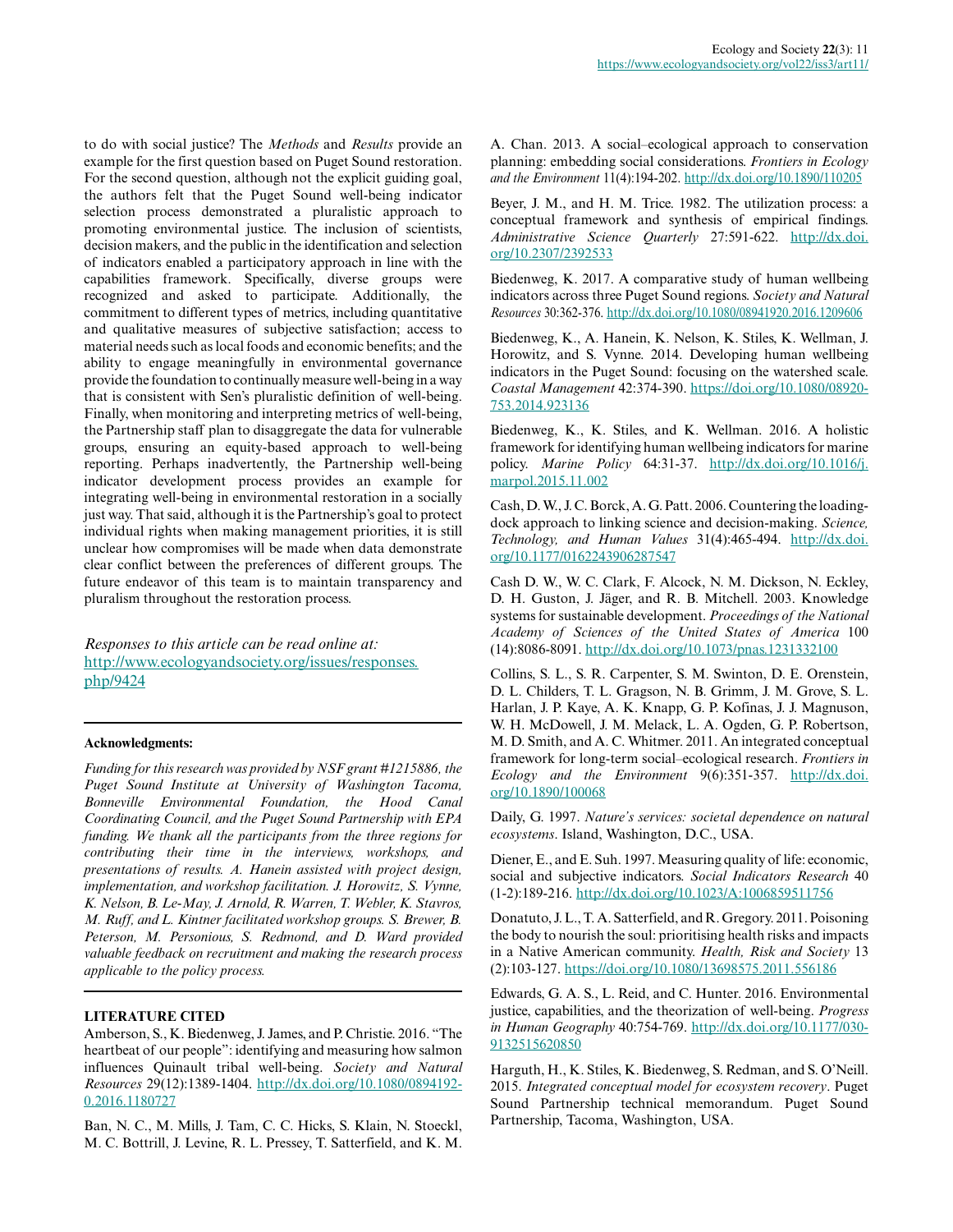to do with social justice? The *Methods* and *Results* provide an example for the first question based on Puget Sound restoration. For the second question, although not the explicit guiding goal, the authors felt that the Puget Sound well-being indicator selection process demonstrated a pluralistic approach to promoting environmental justice. The inclusion of scientists, decision makers, and the public in the identification and selection of indicators enabled a participatory approach in line with the capabilities framework. Specifically, diverse groups were recognized and asked to participate. Additionally, the commitment to different types of metrics, including quantitative and qualitative measures of subjective satisfaction; access to material needs such as local foods and economic benefits; and the ability to engage meaningfully in environmental governance provide the foundation to continually measure well-being in a way that is consistent with Sen's pluralistic definition of well-being. Finally, when monitoring and interpreting metrics of well-being, the Partnership staff plan to disaggregate the data for vulnerable groups, ensuring an equity-based approach to well-being reporting. Perhaps inadvertently, the Partnership well-being indicator development process provides an example for integrating well-being in environmental restoration in a socially just way. That said, although it is the Partnership's goal to protect individual rights when making management priorities, it is still unclear how compromises will be made when data demonstrate clear conflict between the preferences of different groups. The future endeavor of this team is to maintain transparency and pluralism throughout the restoration process.

*Responses to this article can be read online at:*
http://www.ecologyandsociety.org/issues/responses.php/9424

**Acknowledgments:**

*Funding for this research was provided by NSF grant #1215886, the Puget Sound Institute at University of Washington Tacoma, Bonneville Environmental Foundation, the Hood Canal Coordinating Council, and the Puget Sound Partnership with EPA funding. We thank all the participants from the three regions for contributing their time in the interviews, workshops, and presentations of results. A. Hanein assisted with project design, implementation, and workshop facilitation. J. Horowitz, S. Vynne, K. Nelson, B. Le-May, J. Arnold, R. Warren, T. Webler, K. Stavros, M. Ruff, and L. Kintner facilitated workshop groups. S. Brewer, B. Peterson, M. Personious, S. Redmond, and D. Ward provided valuable feedback on recruitment and making the research process applicable to the policy process.*

## LITERATURE CITED

Amberson, S., K. Biedenweg, J. James, and P. Christie. 2016. "The heartbeat of our people": identifying and measuring how salmon influences Quinault tribal well-being. *Society and Natural Resources* 29(12):1389-1404. http://dx.doi.org/10.1080/08941920.2016.1180727

Ban, N. C., M. Mills, J. Tam, C. C. Hicks, S. Klain, N. Stoeckl, M. C. Bottrill, J. Levine, R. L. Pressey, T. Satterfield, and K. M. A. Chan. 2013. A social–ecological approach to conservation planning: embedding social considerations. *Frontiers in Ecology and the Environment* 11(4):194-202. http://dx.doi.org/10.1890/110205

Beyer, J. M., and H. M. Trice. 1982. The utilization process: a conceptual framework and synthesis of empirical findings. *Administrative Science Quarterly* 27:591-622. http://dx.doi.org/10.2307/2392533

Biedenweg, K. 2017. A comparative study of human wellbeing indicators across three Puget Sound regions. *Society and Natural Resources* 30:362-376. http://dx.doi.org/10.1080/08941920.2016.1209606

Biedenweg, K., A. Hanein, K. Nelson, K. Stiles, K. Wellman, J. Horowitz, and S. Vynne. 2014. Developing human wellbeing indicators in the Puget Sound: focusing on the watershed scale. *Coastal Management* 42:374-390. https://doi.org/10.1080/08920753.2014.923136

Biedenweg, K., K. Stiles, and K. Wellman. 2016. A holistic framework for identifying human wellbeing indicators for marine policy. *Marine Policy* 64:31-37. http://dx.doi.org/10.1016/j.marpol.2015.11.002

Cash, D. W., J. C. Borck, A. G. Patt. 2006. Countering the loading-dock approach to linking science and decision-making. *Science, Technology, and Human Values* 31(4):465-494. http://dx.doi.org/10.1177/0162243906287547

Cash D. W., W. C. Clark, F. Alcock, N. M. Dickson, N. Eckley, D. H. Guston, J. Jäger, and R. B. Mitchell. 2003. Knowledge systems for sustainable development. *Proceedings of the National Academy of Sciences of the United States of America* 100 (14):8086-8091. http://dx.doi.org/10.1073/pnas.1231332100

Collins, S. L., S. R. Carpenter, S. M. Swinton, D. E. Orenstein, D. L. Childers, T. L. Gragson, N. B. Grimm, J. M. Grove, S. L. Harlan, J. P. Kaye, A. K. Knapp, G. P. Kofinas, J. J. Magnuson, W. H. McDowell, J. M. Melack, L. A. Ogden, G. P. Robertson, M. D. Smith, and A. C. Whitmer. 2011. An integrated conceptual framework for long-term social–ecological research. *Frontiers in Ecology and the Environment* 9(6):351-357. http://dx.doi.org/10.1890/100068

Daily, G. 1997. *Nature's services: societal dependence on natural ecosystems*. Island, Washington, D.C., USA.

Diener, E., and E. Suh. 1997. Measuring quality of life: economic, social and subjective indicators. *Social Indicators Research* 40 (1-2):189-216. http://dx.doi.org/10.1023/A:1006859511756

Donatuto, J. L., T. A. Satterfield, and R. Gregory. 2011. Poisoning the body to nourish the soul: prioritising health risks and impacts in a Native American community. *Health, Risk and Society* 13 (2):103-127. https://doi.org/10.1080/13698575.2011.556186

Edwards, G. A. S., L. Reid, and C. Hunter. 2016. Environmental justice, capabilities, and the theorization of well-being. *Progress in Human Geography* 40:754-769. http://dx.doi.org/10.1177/0309132515620850

Harguth, H., K. Stiles, K. Biedenweg, S. Redman, and S. O'Neill. 2015. *Integrated conceptual model for ecosystem recovery*. Puget Sound Partnership technical memorandum. Puget Sound Partnership, Tacoma, Washington, USA.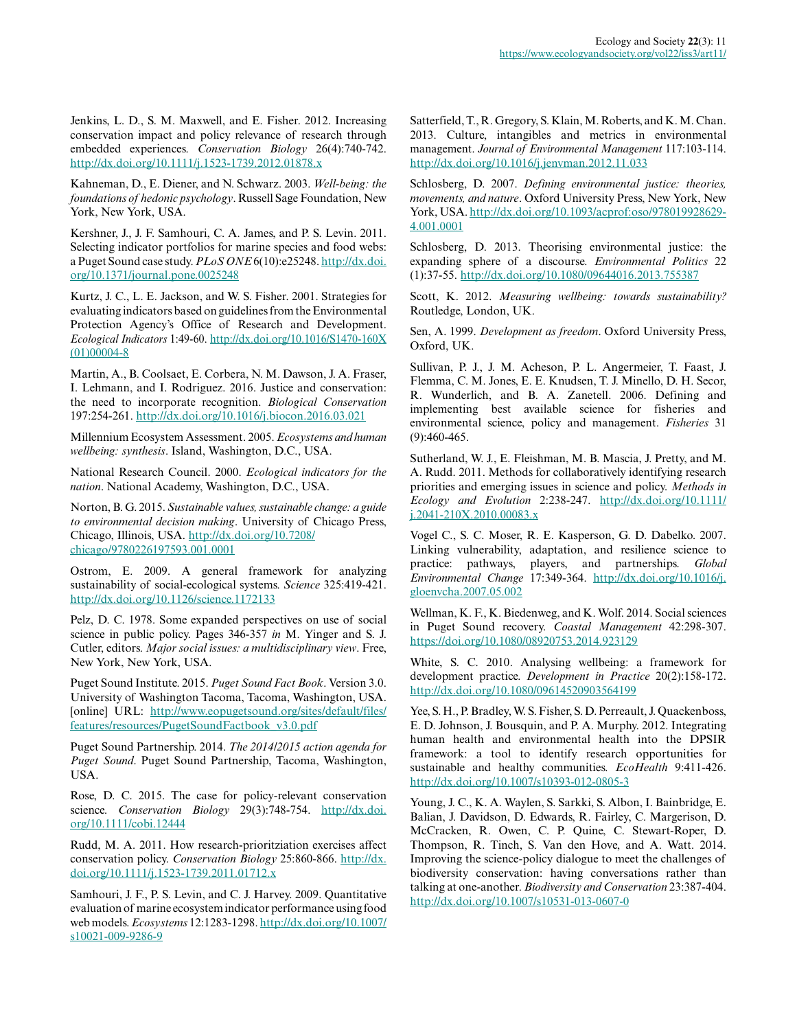Jenkins, L. D., S. M. Maxwell, and E. Fisher. 2012. Increasing conservation impact and policy relevance of research through embedded experiences. *Conservation Biology* 26(4):740-742. http://dx.doi.org/10.1111/j.1523-1739.2012.01878.x

Kahneman, D., E. Diener, and N. Schwarz. 2003. *Well-being: the foundations of hedonic psychology*. Russell Sage Foundation, New York, New York, USA.

Kershner, J., J. F. Samhouri, C. A. James, and P. S. Levin. 2011. Selecting indicator portfolios for marine species and food webs: a Puget Sound case study. *PLoS ONE* 6(10):e25248. http://dx.doi.org/10.1371/journal.pone.0025248

Kurtz, J. C., L. E. Jackson, and W. S. Fisher. 2001. Strategies for evaluating indicators based on guidelines from the Environmental Protection Agency's Office of Research and Development. *Ecological Indicators* 1:49-60. http://dx.doi.org/10.1016/S1470-160X(01)00004-8

Martin, A., B. Coolsaet, E. Corbera, N. M. Dawson, J. A. Fraser, I. Lehmann, and I. Rodriguez. 2016. Justice and conservation: the need to incorporate recognition. *Biological Conservation* 197:254-261. http://dx.doi.org/10.1016/j.biocon.2016.03.021

Millennium Ecosystem Assessment. 2005. *Ecosystems and human wellbeing: synthesis*. Island, Washington, D.C., USA.

National Research Council. 2000. *Ecological indicators for the nation*. National Academy, Washington, D.C., USA.

Norton, B. G. 2015. *Sustainable values, sustainable change: a guide to environmental decision making*. University of Chicago Press, Chicago, Illinois, USA. http://dx.doi.org/10.7208/chicago/9780226197593.001.0001

Ostrom, E. 2009. A general framework for analyzing sustainability of social-ecological systems. *Science* 325:419-421. http://dx.doi.org/10.1126/science.1172133

Pelz, D. C. 1978. Some expanded perspectives on use of social science in public policy. Pages 346-357 *in* M. Yinger and S. J. Cutler, editors. *Major social issues: a multidisciplinary view*. Free, New York, New York, USA.

Puget Sound Institute. 2015. *Puget Sound Fact Book*. Version 3.0. University of Washington Tacoma, Tacoma, Washington, USA. [online] URL: http://www.eopugetsound.org/sites/default/files/features/resources/PugetSoundFactbook_v3.0.pdf

Puget Sound Partnership. 2014. *The 2014/2015 action agenda for Puget Sound*. Puget Sound Partnership, Tacoma, Washington, USA.

Rose, D. C. 2015. The case for policy-relevant conservation science. *Conservation Biology* 29(3):748-754. http://dx.doi.org/10.1111/cobi.12444

Rudd, M. A. 2011. How research-prioritziation exercises affect conservation policy. *Conservation Biology* 25:860-866. http://dx.doi.org/10.1111/j.1523-1739.2011.01712.x

Samhouri, J. F., P. S. Levin, and C. J. Harvey. 2009. Quantitative evaluation of marine ecosystem indicator performance using food web models. *Ecosystems* 12:1283-1298. http://dx.doi.org/10.1007/s10021-009-9286-9

Satterfield, T., R. Gregory, S. Klain, M. Roberts, and K. M. Chan. 2013. Culture, intangibles and metrics in environmental management. *Journal of Environmental Management* 117:103-114. http://dx.doi.org/10.1016/j.jenvman.2012.11.033

Schlosberg, D. 2007. *Defining environmental justice: theories, movements, and nature*. Oxford University Press, New York, New York, USA. http://dx.doi.org/10.1093/acprof:oso/9780199286294.001.0001

Schlosberg, D. 2013. Theorising environmental justice: the expanding sphere of a discourse. *Environmental Politics* 22(1):37-55. http://dx.doi.org/10.1080/09644016.2013.755387

Scott, K. 2012. *Measuring wellbeing: towards sustainability?* Routledge, London, UK.

Sen, A. 1999. *Development as freedom*. Oxford University Press, Oxford, UK.

Sullivan, P. J., J. M. Acheson, P. L. Angermeier, T. Faast, J. Flemma, C. M. Jones, E. E. Knudsen, T. J. Minello, D. H. Secor, R. Wunderlich, and B. A. Zanetell. 2006. Defining and implementing best available science for fisheries and environmental science, policy and management. *Fisheries* 31(9):460-465.

Sutherland, W. J., E. Fleishman, M. B. Mascia, J. Pretty, and M. A. Rudd. 2011. Methods for collaboratively identifying research priorities and emerging issues in science and policy. *Methods in Ecology and Evolution* 2:238-247. http://dx.doi.org/10.1111/j.2041-210X.2010.00083.x

Vogel C., S. C. Moser, R. E. Kasperson, G. D. Dabelko. 2007. Linking vulnerability, adaptation, and resilience science to practice: pathways, players, and partnerships. *Global Environmental Change* 17:349-364. http://dx.doi.org/10.1016/j.gloenvcha.2007.05.002

Wellman, K. F., K. Biedenweg, and K. Wolf. 2014. Social sciences in Puget Sound recovery. *Coastal Management* 42:298-307. https://doi.org/10.1080/08920753.2014.923129

White, S. C. 2010. Analysing wellbeing: a framework for development practice. *Development in Practice* 20(2):158-172. http://dx.doi.org/10.1080/09614520903564199

Yee, S. H., P. Bradley, W. S. Fisher, S. D. Perreault, J. Quackenboss, E. D. Johnson, J. Bousquin, and P. A. Murphy. 2012. Integrating human health and environmental health into the DPSIR framework: a tool to identify research opportunities for sustainable and healthy communities. *EcoHealth* 9:411-426. http://dx.doi.org/10.1007/s10393-012-0805-3

Young, J. C., K. A. Waylen, S. Sarkki, S. Albon, I. Bainbridge, E. Balian, J. Davidson, D. Edwards, R. Fairley, C. Margerison, D. McCracken, R. Owen, C. P. Quine, C. Stewart-Roper, D. Thompson, R. Tinch, S. Van den Hove, and A. Watt. 2014. Improving the science-policy dialogue to meet the challenges of biodiversity conservation: having conversations rather than talking at one-another. *Biodiversity and Conservation* 23:387-404. http://dx.doi.org/10.1007/s10531-013-0607-0